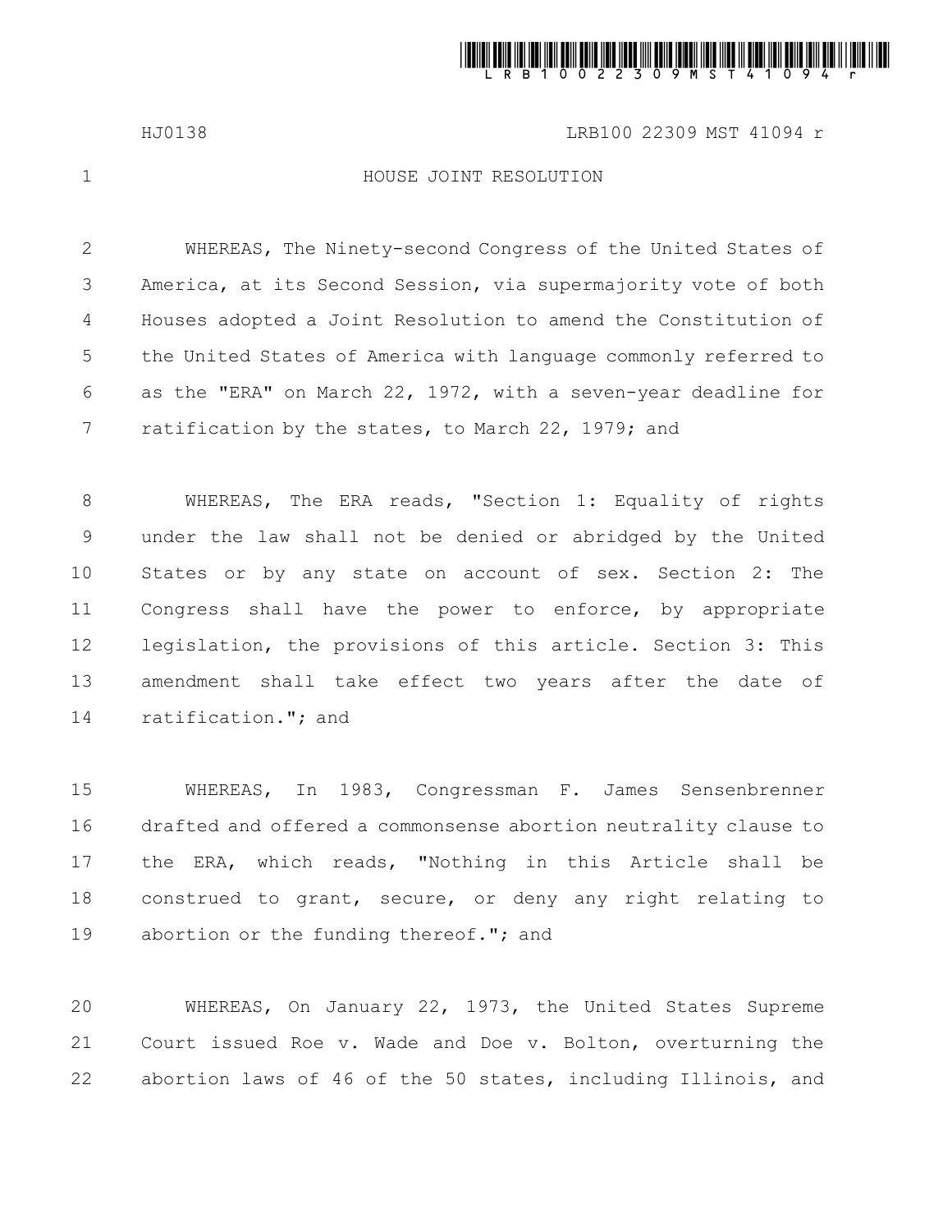# HOUSE JOINT RESOLUTION

WHEREAS, The Ninety-second Congress of the United States of America, at its Second Session, via supermajority vote of both Houses adopted a Joint Resolution to amend the Constitution of the United States of America with language commonly referred to as the "ERA" on March 22, 1972, with a seven-year deadline for ratification by the states, to March 22, 1979; and

WHEREAS, The ERA reads, "Section 1: Equality of rights under the law shall not be denied or abridged by the United States or by any state on account of sex. Section 2: The Congress shall have the power to enforce, by appropriate legislation, the provisions of this article. Section 3: This amendment shall take effect two years after the date of ratification."; and

WHEREAS, In 1983, Congressman F. James Sensenbrenner drafted and offered a commonsense abortion neutrality clause to the ERA, which reads, "Nothing in this Article shall be construed to grant, secure, or deny any right relating to abortion or the funding thereof."; and

WHEREAS, On January 22, 1973, the United States Supreme Court issued Roe v. Wade and Doe v. Bolton, overturning the abortion laws of 46 of the 50 states, including Illinois, and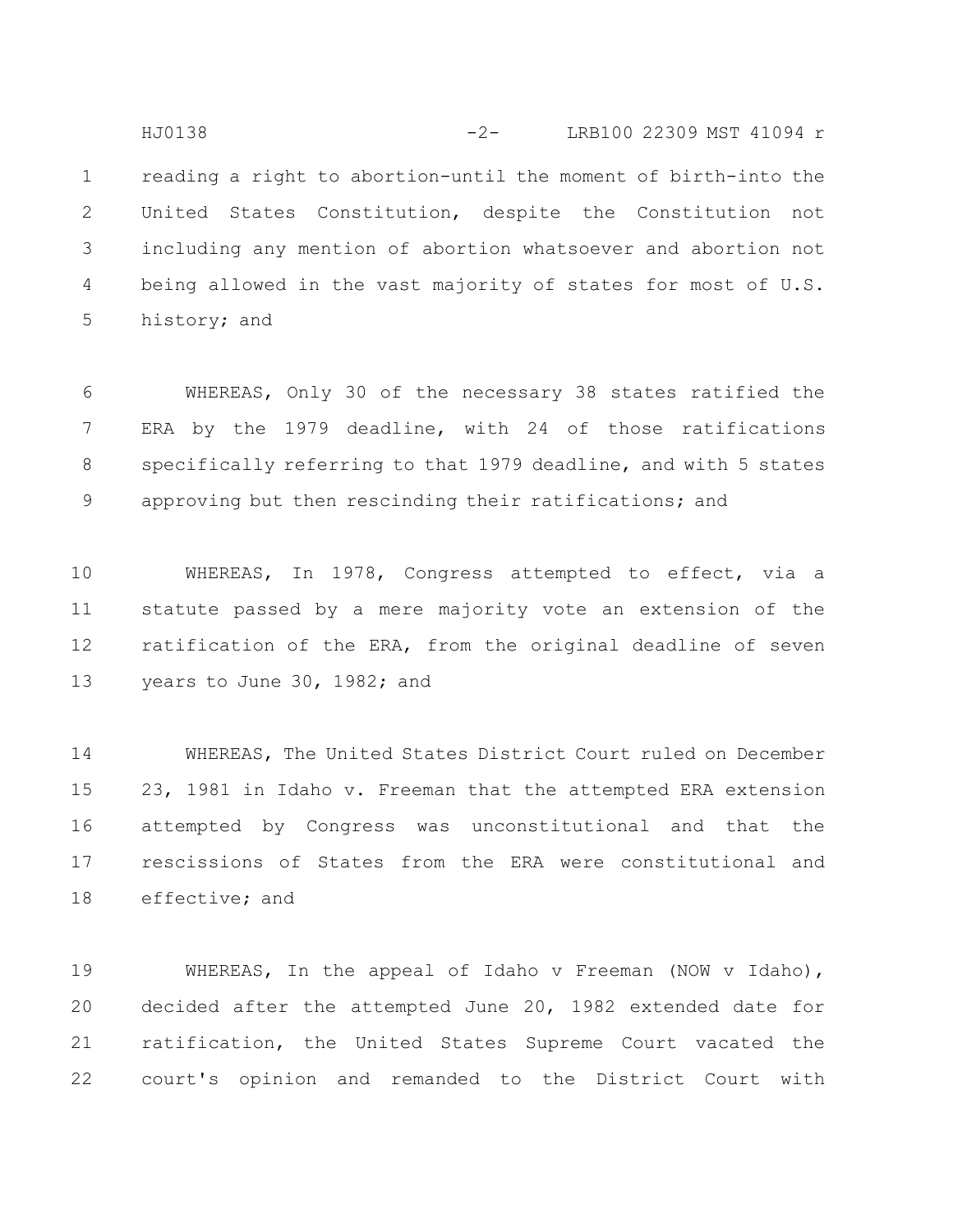reading a right to abortion-until the moment of birth-into the United States Constitution, despite the Constitution not including any mention of abortion whatsoever and abortion not being allowed in the vast majority of states for most of U.S. history; and

WHEREAS, Only 30 of the necessary 38 states ratified the ERA by the 1979 deadline, with 24 of those ratifications specifically referring to that 1979 deadline, and with 5 states approving but then rescinding their ratifications; and

WHEREAS, In 1978, Congress attempted to effect, via a statute passed by a mere majority vote an extension of the ratification of the ERA, from the original deadline of seven years to June 30, 1982; and

WHEREAS, The United States District Court ruled on December 23, 1981 in Idaho v. Freeman that the attempted ERA extension attempted by Congress was unconstitutional and that the rescissions of States from the ERA were constitutional and effective; and

WHEREAS, In the appeal of Idaho v Freeman (NOW v Idaho), decided after the attempted June 20, 1982 extended date for ratification, the United States Supreme Court vacated the court's opinion and remanded to the District Court with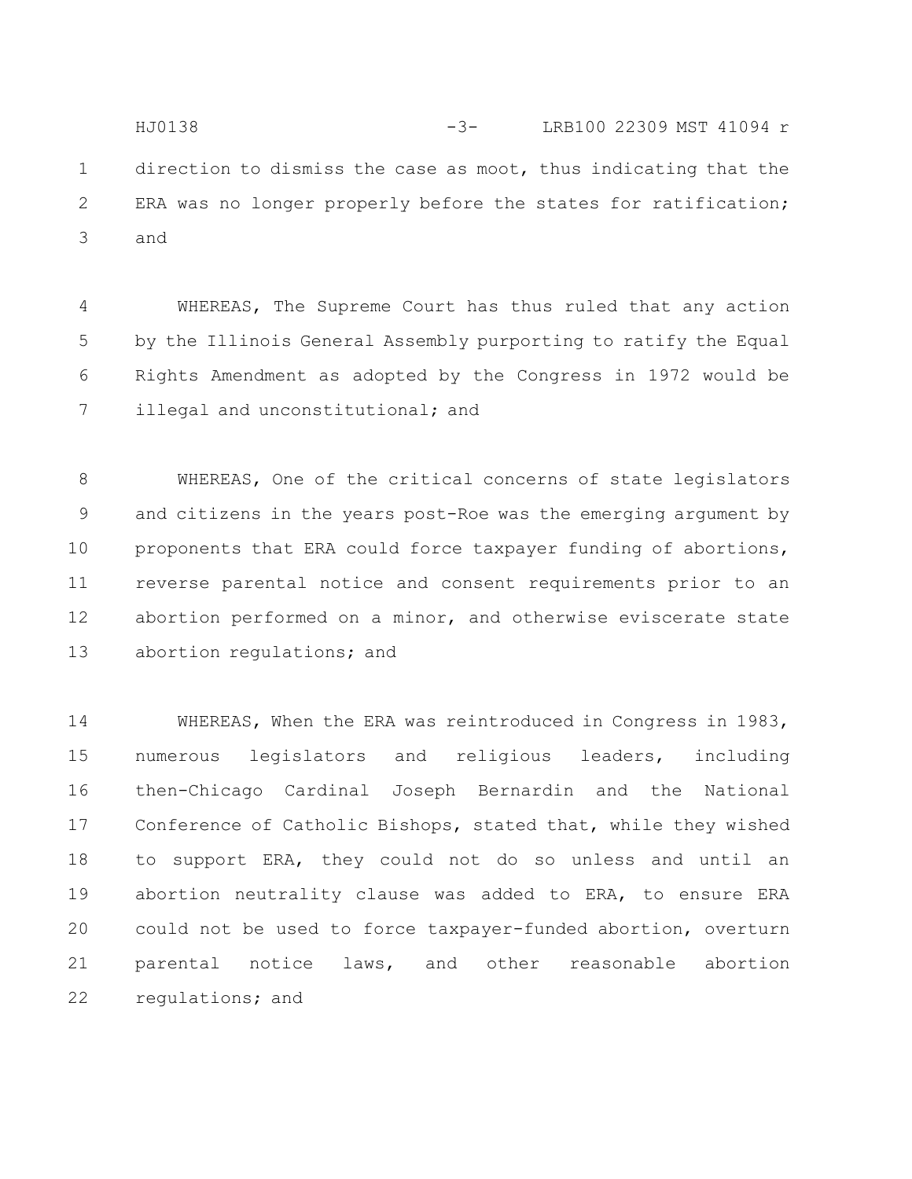direction to dismiss the case as moot, thus indicating that the ERA was no longer properly before the states for ratification; and

WHEREAS, The Supreme Court has thus ruled that any action by the Illinois General Assembly purporting to ratify the Equal Rights Amendment as adopted by the Congress in 1972 would be illegal and unconstitutional; and

WHEREAS, One of the critical concerns of state legislators and citizens in the years post-Roe was the emerging argument by proponents that ERA could force taxpayer funding of abortions, reverse parental notice and consent requirements prior to an abortion performed on a minor, and otherwise eviscerate state abortion regulations; and

WHEREAS, When the ERA was reintroduced in Congress in 1983, numerous legislators and religious leaders, including then-Chicago Cardinal Joseph Bernardin and the National Conference of Catholic Bishops, stated that, while they wished to support ERA, they could not do so unless and until an abortion neutrality clause was added to ERA, to ensure ERA could not be used to force taxpayer-funded abortion, overturn parental notice laws, and other reasonable abortion regulations; and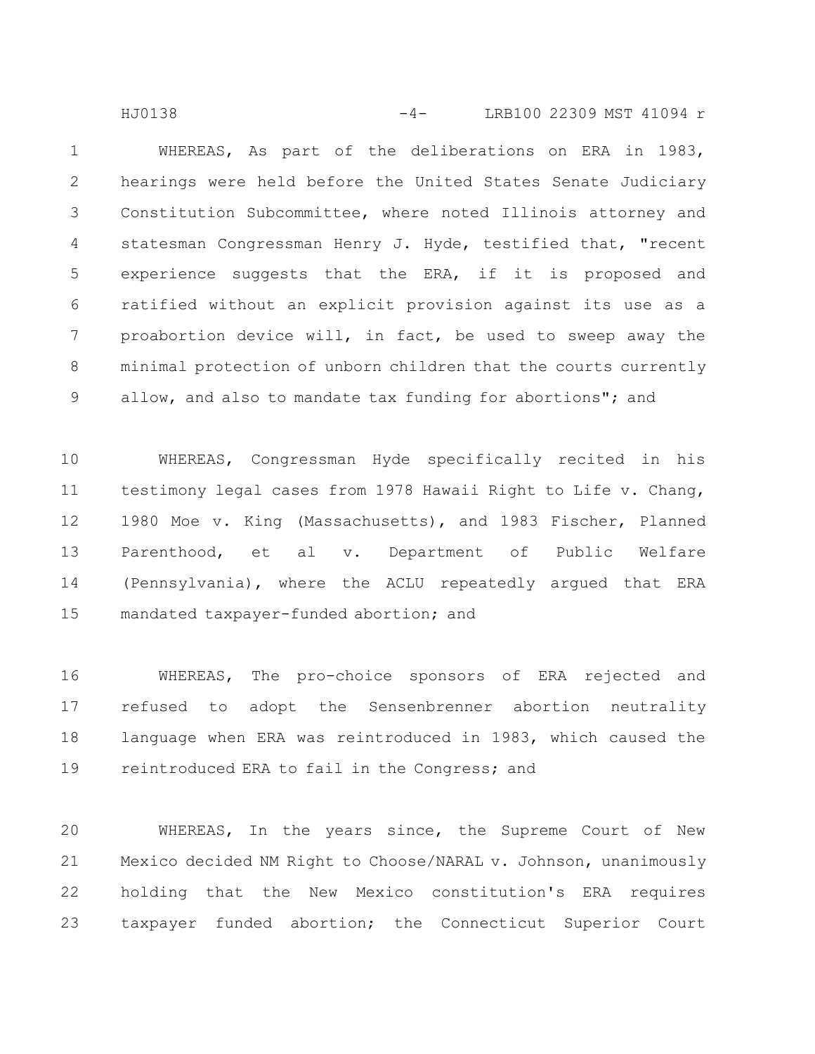WHEREAS, As part of the deliberations on ERA in 1983, hearings were held before the United States Senate Judiciary Constitution Subcommittee, where noted Illinois attorney and statesman Congressman Henry J. Hyde, testified that, "recent experience suggests that the ERA, if it is proposed and ratified without an explicit provision against its use as a proabortion device will, in fact, be used to sweep away the minimal protection of unborn children that the courts currently allow, and also to mandate tax funding for abortions"; and

WHEREAS, Congressman Hyde specifically recited in his testimony legal cases from 1978 Hawaii Right to Life v. Chang, 1980 Moe v. King (Massachusetts), and 1983 Fischer, Planned Parenthood, et al v. Department of Public Welfare (Pennsylvania), where the ACLU repeatedly argued that ERA mandated taxpayer-funded abortion; and

WHEREAS, The pro-choice sponsors of ERA rejected and refused to adopt the Sensenbrenner abortion neutrality language when ERA was reintroduced in 1983, which caused the reintroduced ERA to fail in the Congress; and

WHEREAS, In the years since, the Supreme Court of New Mexico decided NM Right to Choose/NARAL v. Johnson, unanimously holding that the New Mexico constitution's ERA requires taxpayer funded abortion; the Connecticut Superior Court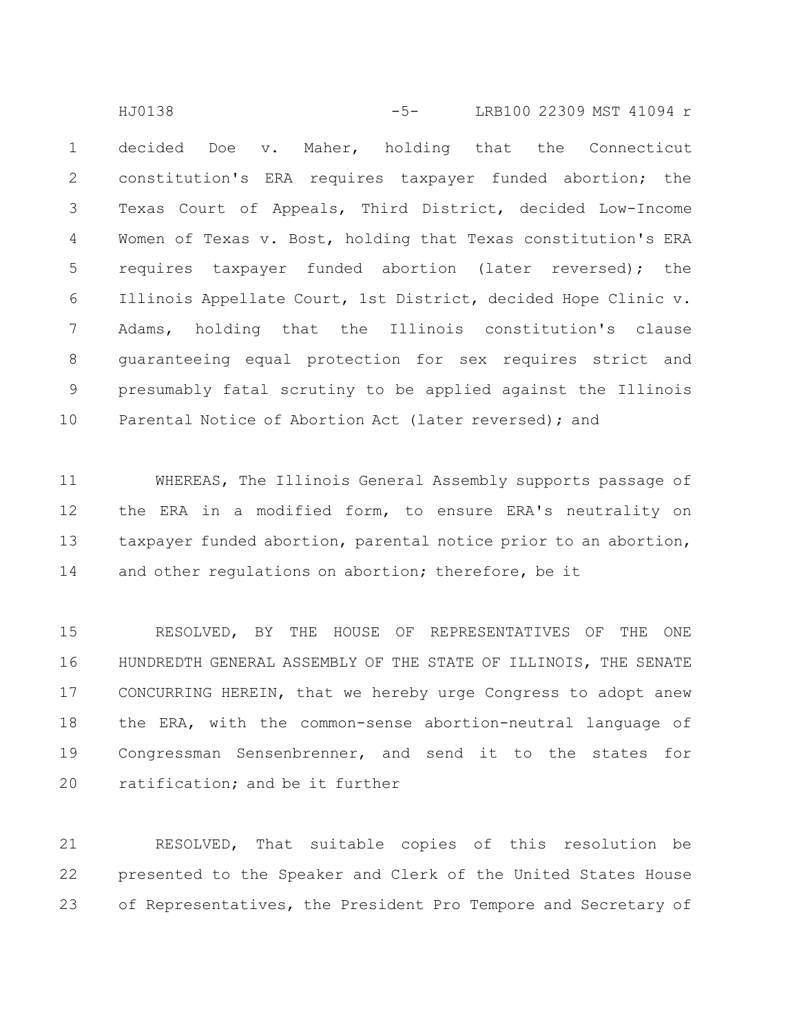decided Doe v. Maher, holding that the Connecticut constitution's ERA requires taxpayer funded abortion; the Texas Court of Appeals, Third District, decided Low-Income Women of Texas v. Bost, holding that Texas constitution's ERA requires taxpayer funded abortion (later reversed); the Illinois Appellate Court, 1st District, decided Hope Clinic v. Adams, holding that the Illinois constitution's clause guaranteeing equal protection for sex requires strict and presumably fatal scrutiny to be applied against the Illinois Parental Notice of Abortion Act (later reversed); and

WHEREAS, The Illinois General Assembly supports passage of the ERA in a modified form, to ensure ERA's neutrality on taxpayer funded abortion, parental notice prior to an abortion, and other regulations on abortion; therefore, be it

RESOLVED, BY THE HOUSE OF REPRESENTATIVES OF THE ONE HUNDREDTH GENERAL ASSEMBLY OF THE STATE OF ILLINOIS, THE SENATE CONCURRING HEREIN, that we hereby urge Congress to adopt anew the ERA, with the common-sense abortion-neutral language of Congressman Sensenbrenner, and send it to the states for ratification; and be it further

RESOLVED, That suitable copies of this resolution be presented to the Speaker and Clerk of the United States House of Representatives, the President Pro Tempore and Secretary of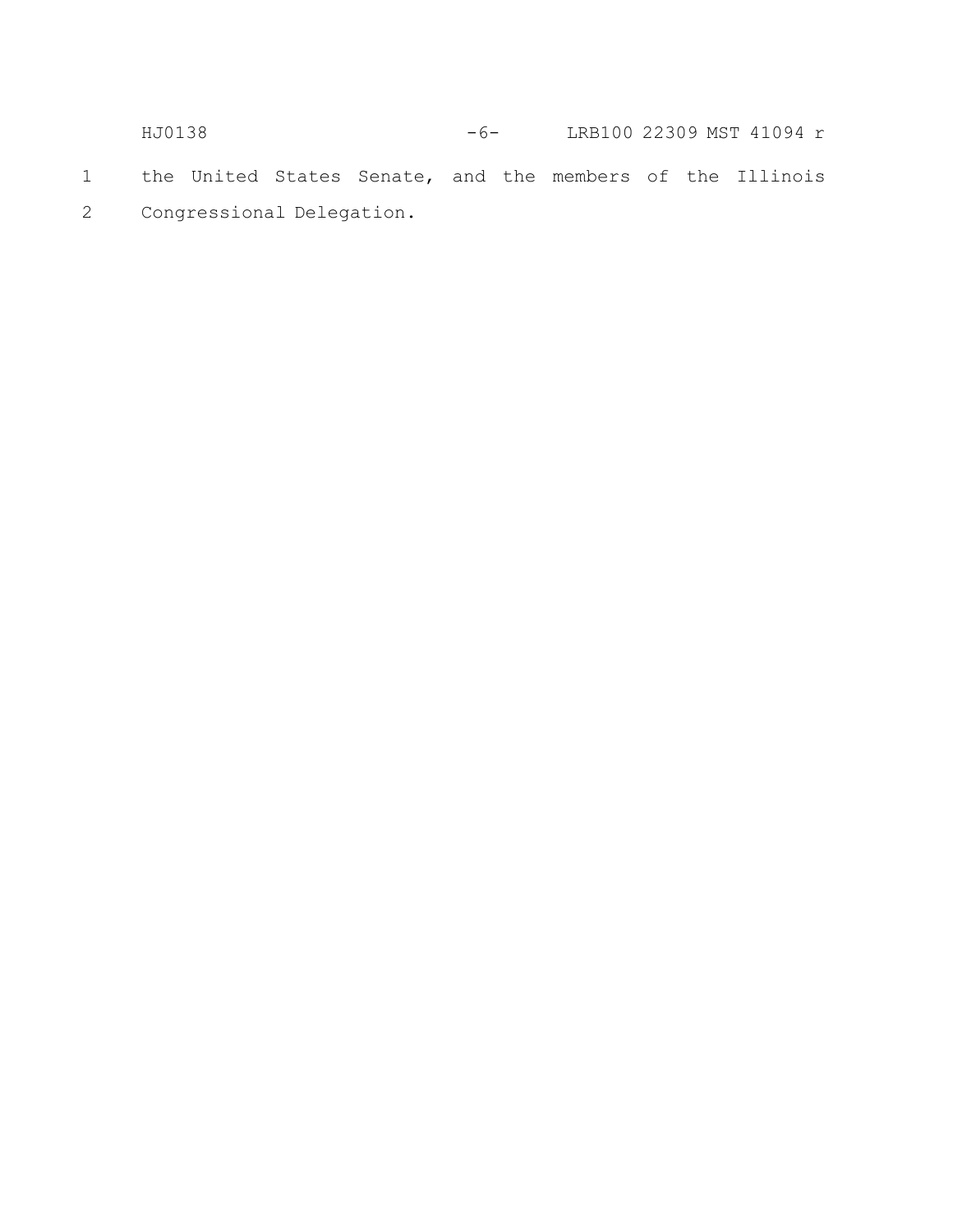the United States Senate, and the members of the Illinois Congressional Delegation.